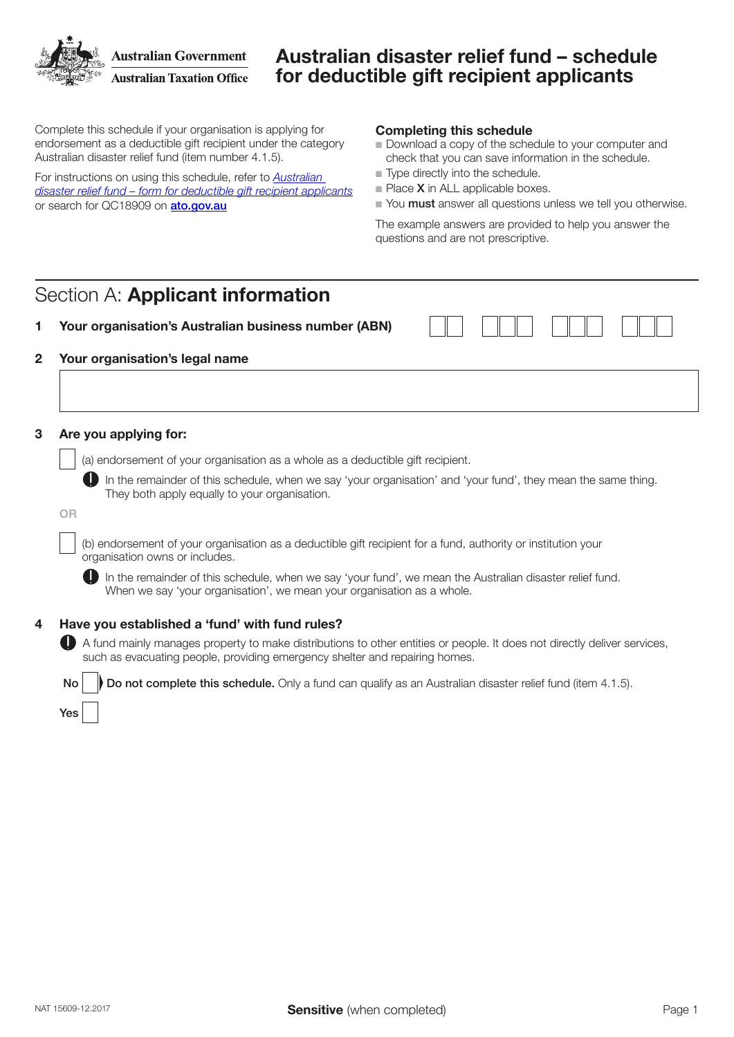Australian Government
Australian Taxation Office

# Australian disaster relief fund – schedule for deductible gift recipient applicants

Complete this schedule if your organisation is applying for endorsement as a deductible gift recipient under the category Australian disaster relief fund (item number 4.1.5).

For instructions on using this schedule, refer to *Australian disaster relief fund – form for deductible gift recipient applicants* or search for QC18909 on **ato.gov.au**

### Completing this schedule

- Download a copy of the schedule to your computer and check that you can save information in the schedule.
- Type directly into the schedule.
- Place **X** in ALL applicable boxes.
- You **must** answer all questions unless we tell you otherwise.

The example answers are provided to help you answer the questions and are not prescriptive.

## Section A: **Applicant information**

**1 Your organisation's Australian business number (ABN)**

☐☐ ☐☐☐ ☐☐☐ ☐☐☐

**2 Your organisation's legal name**

☐

**3 Are you applying for:**

☐ (a) endorsement of your organisation as a whole as a deductible gift recipient.

In the remainder of this schedule, when we say 'your organisation' and 'your fund', they mean the same thing. They both apply equally to your organisation.

OR

☐ (b) endorsement of your organisation as a deductible gift recipient for a fund, authority or institution your organisation owns or includes.

In the remainder of this schedule, when we say 'your fund', we mean the Australian disaster relief fund. When we say 'your organisation', we mean your organisation as a whole.

**4 Have you established a 'fund' with fund rules?**

A fund mainly manages property to make distributions to other entities or people. It does not directly deliver services, such as evacuating people, providing emergency shelter and repairing homes.

No ☐ **Do not complete this schedule.** Only a fund can qualify as an Australian disaster relief fund (item 4.1.5).

Yes ☐

NAT 15609-12.2017

**Sensitive** (when completed)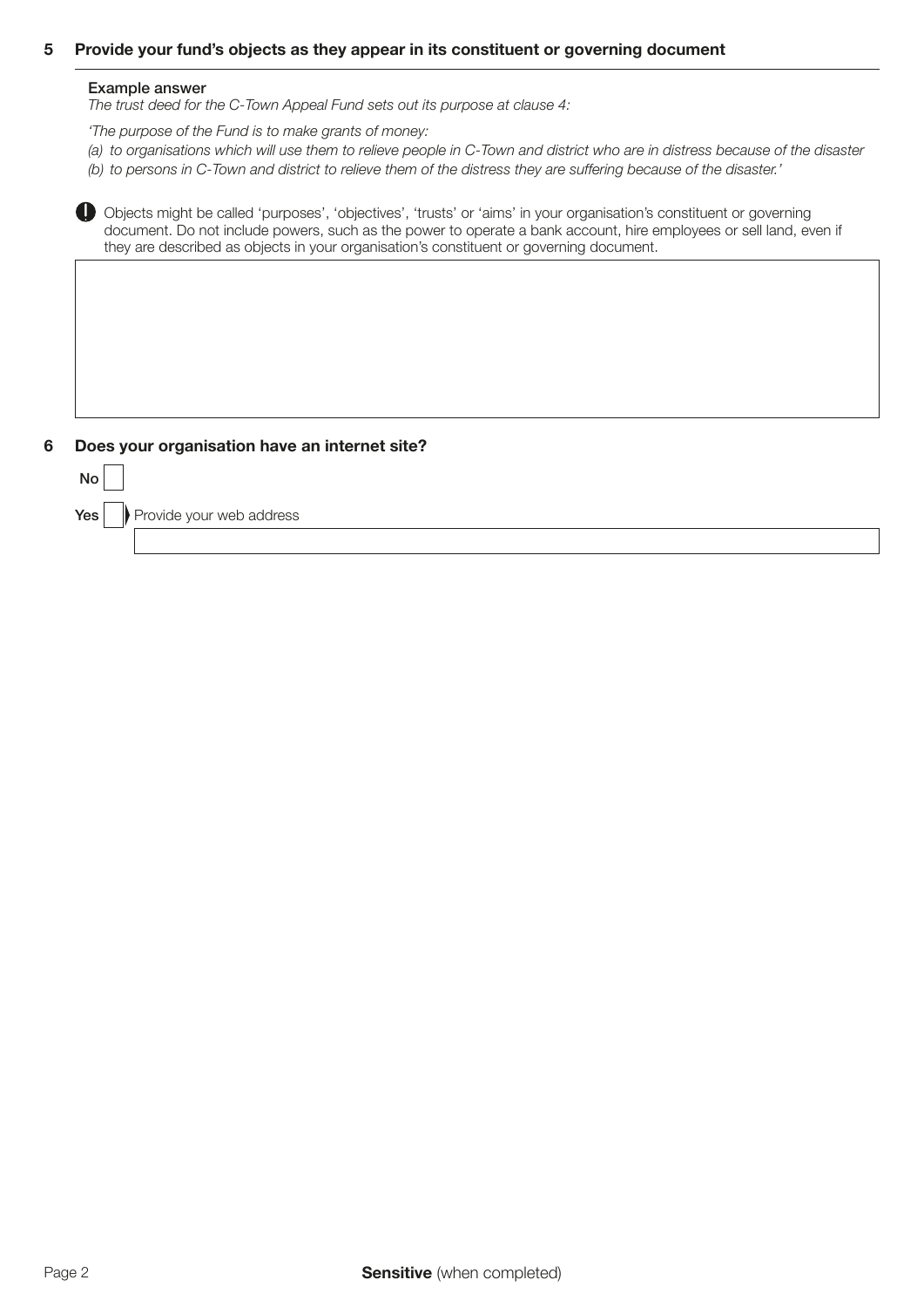## 5 Provide your fund's objects as they appear in its constituent or governing document

**Example answer**

*The trust deed for the C-Town Appeal Fund sets out its purpose at clause 4:*

*'The purpose of the Fund is to make grants of money:*

*(a) to organisations which will use them to relieve people in C-Town and district who are in distress because of the disaster*

*(b) to persons in C-Town and district to relieve them of the distress they are suffering because of the disaster.'*

Objects might be called 'purposes', 'objectives', 'trusts' or 'aims' in your organisation's constituent or governing document. Do not include powers, such as the power to operate a bank account, hire employees or sell land, even if they are described as objects in your organisation's constituent or governing document.

## 6 Does your organisation have an internet site?

**No** ☐

**Yes** ☐ Provide your web address

**Sensitive** (when completed)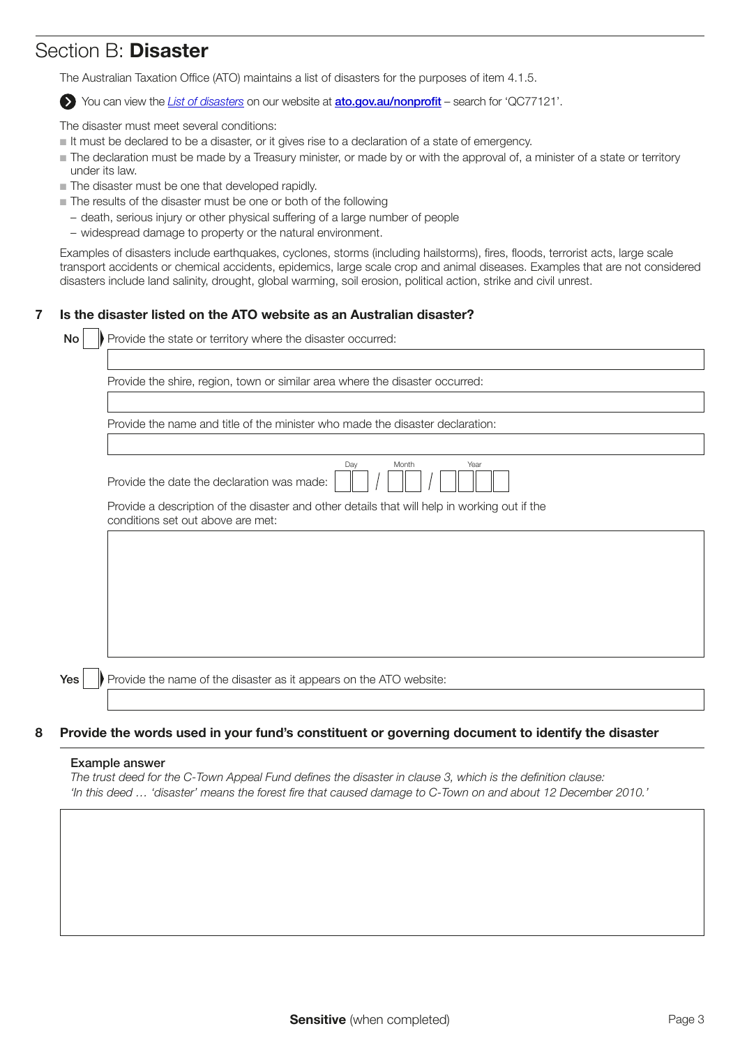## Section B: **Disaster**

The Australian Taxation Office (ATO) maintains a list of disasters for the purposes of item 4.1.5.

You can view the *List of disasters* on our website at **ato.gov.au/nonprofit** – search for 'QC77121'.

The disaster must meet several conditions:

- It must be declared to be a disaster, or it gives rise to a declaration of a state of emergency.
- The declaration must be made by a Treasury minister, or made by or with the approval of, a minister of a state or territory under its law.
- The disaster must be one that developed rapidly.
- The results of the disaster must be one or both of the following
  - death, serious injury or other physical suffering of a large number of people
  - widespread damage to property or the natural environment.

Examples of disasters include earthquakes, cyclones, storms (including hailstorms), fires, floods, terrorist acts, large scale transport accidents or chemical accidents, epidemics, large scale crop and animal diseases. Examples that are not considered disasters include land salinity, drought, global warming, soil erosion, political action, strike and civil unrest.

**7 Is the disaster listed on the ATO website as an Australian disaster?**

**No** ☐ Provide the state or territory where the disaster occurred:

Provide the shire, region, town or similar area where the disaster occurred:

Provide the name and title of the minister who made the disaster declaration:

Provide the date the declaration was made: Day / Month / Year

Provide a description of the disaster and other details that will help in working out if the conditions set out above are met:

**Yes** ☐ Provide the name of the disaster as it appears on the ATO website:

**8 Provide the words used in your fund's constituent or governing document to identify the disaster**

**Example answer**

*The trust deed for the C-Town Appeal Fund defines the disaster in clause 3, which is the definition clause:*
*'In this deed … 'disaster' means the forest fire that caused damage to C-Town on and about 12 December 2010.'*

**Sensitive** (when completed)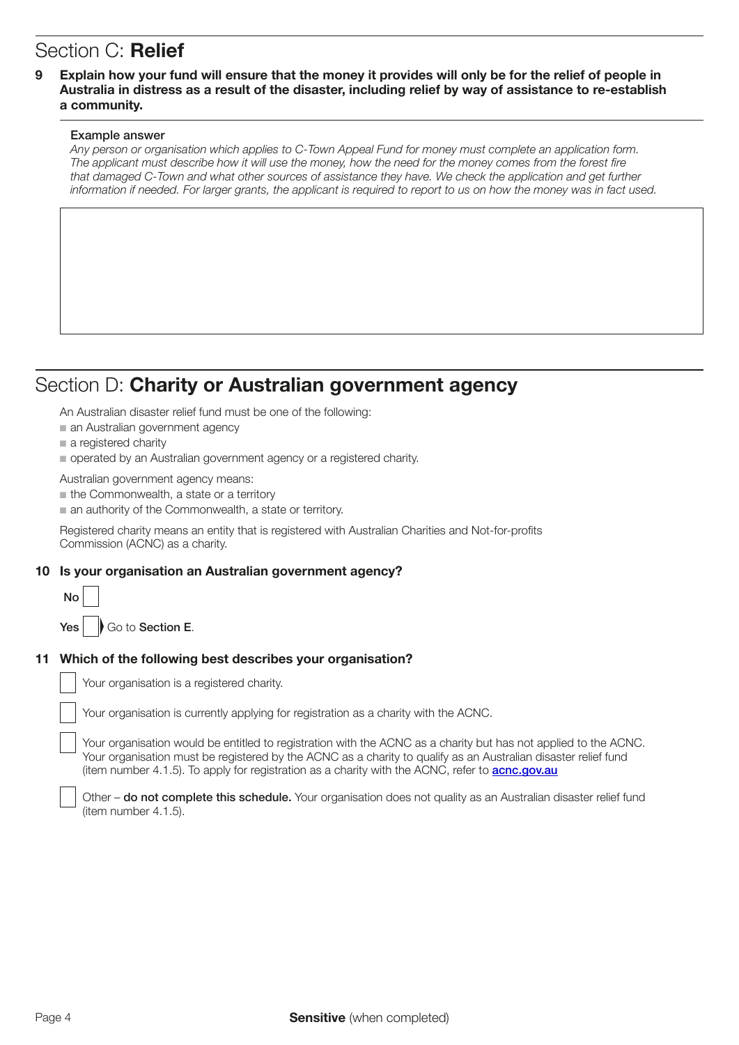## Section C: **Relief**

**9 Explain how your fund will ensure that the money it provides will only be for the relief of people in Australia in distress as a result of the disaster, including relief by way of assistance to re-establish a community.**

**Example answer**

*Any person or organisation which applies to C-Town Appeal Fund for money must complete an application form. The applicant must describe how it will use the money, how the need for the money comes from the forest fire that damaged C-Town and what other sources of assistance they have. We check the application and get further information if needed. For larger grants, the applicant is required to report to us on how the money was in fact used.*

## Section D: **Charity or Australian government agency**

An Australian disaster relief fund must be one of the following:

- an Australian government agency
- a registered charity
- operated by an Australian government agency or a registered charity.

Australian government agency means:

- the Commonwealth, a state or a territory
- an authority of the Commonwealth, a state or territory.

Registered charity means an entity that is registered with Australian Charities and Not-for-profits Commission (ACNC) as a charity.

**10 Is your organisation an Australian government agency?**

**No** ☐

**Yes** ☐ Go to **Section E**.

**11 Which of the following best describes your organisation?**

☐ Your organisation is a registered charity.

☐ Your organisation is currently applying for registration as a charity with the ACNC.

☐ Your organisation would be entitled to registration with the ACNC as a charity but has not applied to the ACNC. Your organisation must be registered by the ACNC as a charity to qualify as an Australian disaster relief fund (item number 4.1.5). To apply for registration as a charity with the ACNC, refer to **acnc.gov.au**

☐ Other – **do not complete this schedule.** Your organisation does not quality as an Australian disaster relief fund (item number 4.1.5).

**Sensitive** (when completed)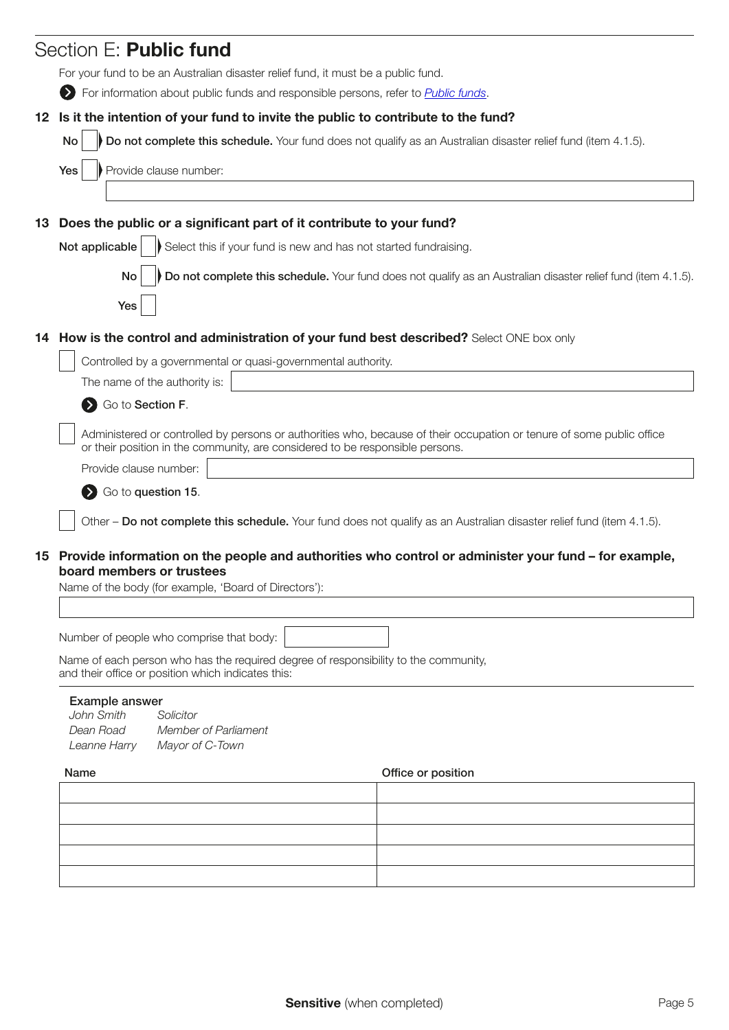## Section E: **Public fund**

For your fund to be an Australian disaster relief fund, it must be a public fund.

For information about public funds and responsible persons, refer to *Public funds*.

**12 Is it the intention of your fund to invite the public to contribute to the fund?**

No ☐ **Do not complete this schedule.** Your fund does not qualify as an Australian disaster relief fund (item 4.1.5).

Yes ☐ Provide clause number:

**13 Does the public or a significant part of it contribute to your fund?**

**Not applicable** ☐ Select this if your fund is new and has not started fundraising.

**No** ☐ **Do not complete this schedule.** Your fund does not qualify as an Australian disaster relief fund (item 4.1.5).

**Yes** ☐

**14 How is the control and administration of your fund best described?** Select ONE box only

☐ Controlled by a governmental or quasi-governmental authority.

The name of the authority is:

Go to **Section F**.

☐ Administered or controlled by persons or authorities who, because of their occupation or tenure of some public office or their position in the community, are considered to be responsible persons.

Provide clause number:

Go to **question 15**.

☐ Other – **Do not complete this schedule.** Your fund does not qualify as an Australian disaster relief fund (item 4.1.5).

**15 Provide information on the people and authorities who control or administer your fund – for example, board members or trustees**

Name of the body (for example, 'Board of Directors'):

Number of people who comprise that body:

Name of each person who has the required degree of responsibility to the community, and their office or position which indicates this:

**Example answer**

*John Smith* *Solicitor*
*Dean Road* *Member of Parliament*
*Leanne Harry* *Mayor of C-Town*

| Name | Office or position |
|---|---|
| | |
| | |
| | |
| | |
| | |

**Sensitive** (when completed)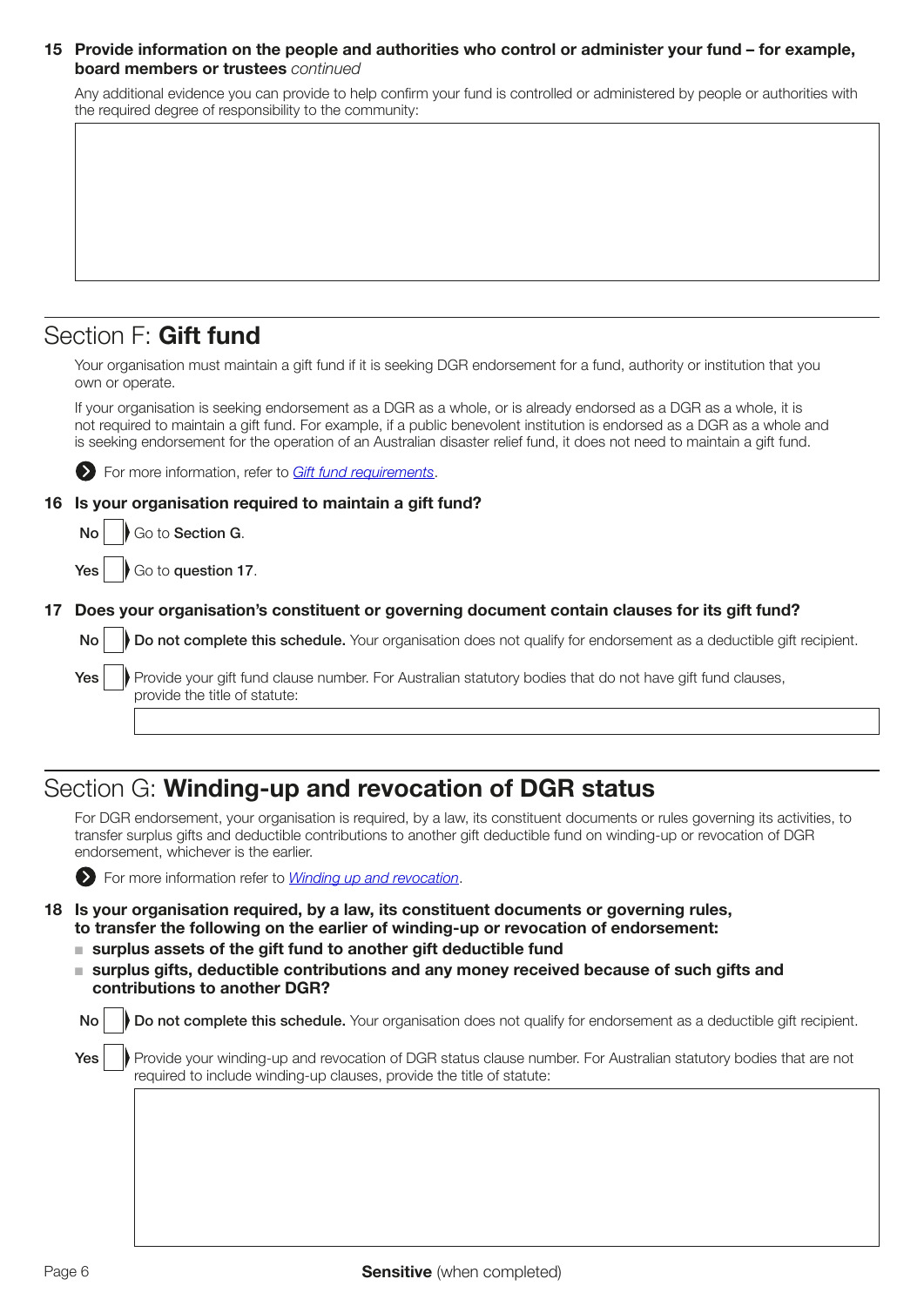**15 Provide information on the people and authorities who control or administer your fund – for example, board members or trustees** *continued*

Any additional evidence you can provide to help confirm your fund is controlled or administered by people or authorities with the required degree of responsibility to the community:

## Section F: **Gift fund**

Your organisation must maintain a gift fund if it is seeking DGR endorsement for a fund, authority or institution that you own or operate.

If your organisation is seeking endorsement as a DGR as a whole, or is already endorsed as a DGR as a whole, it is not required to maintain a gift fund. For example, if a public benevolent institution is endorsed as a DGR as a whole and is seeking endorsement for the operation of an Australian disaster relief fund, it does not need to maintain a gift fund.

For more information, refer to *Gift fund requirements*.

**16 Is your organisation required to maintain a gift fund?**

**No** ☐ Go to **Section G**.

**Yes** ☐ Go to **question 17**.

**17 Does your organisation's constituent or governing document contain clauses for its gift fund?**

**No** ☐ **Do not complete this schedule.** Your organisation does not qualify for endorsement as a deductible gift recipient.

**Yes** ☐ Provide your gift fund clause number. For Australian statutory bodies that do not have gift fund clauses, provide the title of statute:

## Section G: **Winding-up and revocation of DGR status**

For DGR endorsement, your organisation is required, by a law, its constituent documents or rules governing its activities, to transfer surplus gifts and deductible contributions to another gift deductible fund on winding-up or revocation of DGR endorsement, whichever is the earlier.

For more information refer to *Winding up and revocation*.

**18 Is your organisation required, by a law, its constituent documents or governing rules, to transfer the following on the earlier of winding-up or revocation of endorsement:**

- **surplus assets of the gift fund to another gift deductible fund**
- **surplus gifts, deductible contributions and any money received because of such gifts and contributions to another DGR?**

**No** ☐ **Do not complete this schedule.** Your organisation does not qualify for endorsement as a deductible gift recipient.

**Yes** ☐ Provide your winding-up and revocation of DGR status clause number. For Australian statutory bodies that are not required to include winding-up clauses, provide the title of statute:

**Sensitive** (when completed)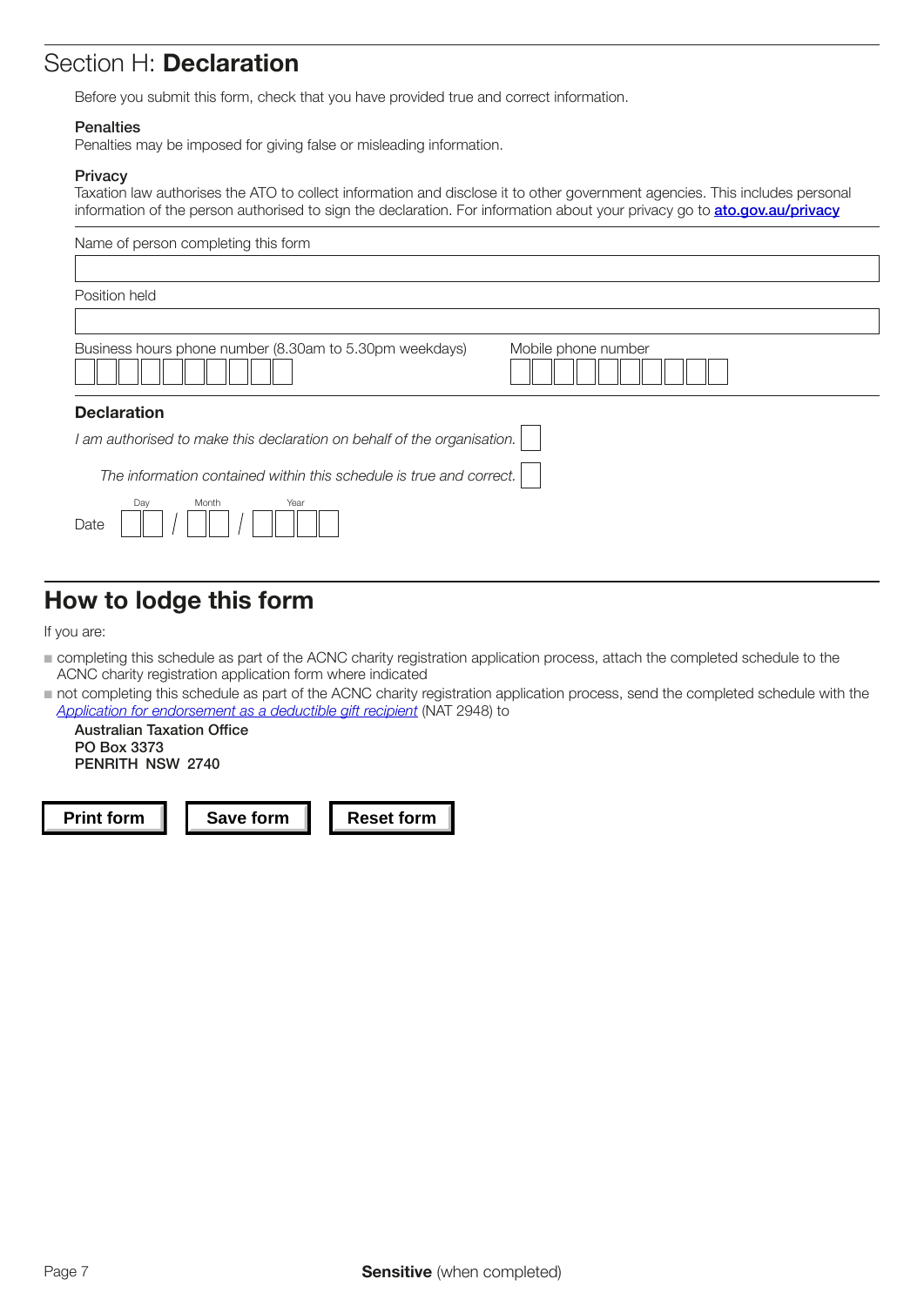## Section H: **Declaration**

Before you submit this form, check that you have provided true and correct information.

**Penalties**

Penalties may be imposed for giving false or misleading information.

**Privacy**

Taxation law authorises the ATO to collect information and disclose it to other government agencies. This includes personal information of the person authorised to sign the declaration. For information about your privacy go to **ato.gov.au/privacy**

Name of person completing this form

Position held

Business hours phone number (8.30am to 5.30pm weekdays)

Mobile phone number

### Declaration

*I am authorised to make this declaration on behalf of the organisation.*

*The information contained within this schedule is true and correct.*

Date Day / Month / Year

# How to lodge this form

If you are:

- completing this schedule as part of the ACNC charity registration application process, attach the completed schedule to the ACNC charity registration application form where indicated
- not completing this schedule as part of the ACNC charity registration application process, send the completed schedule with the *Application for endorsement as a deductible gift recipient* (NAT 2948) to

**Australian Taxation Office**
**PO Box 3373**
**PENRITH NSW 2740**

**Print form** **Save form** **Reset form**

**Sensitive** (when completed)